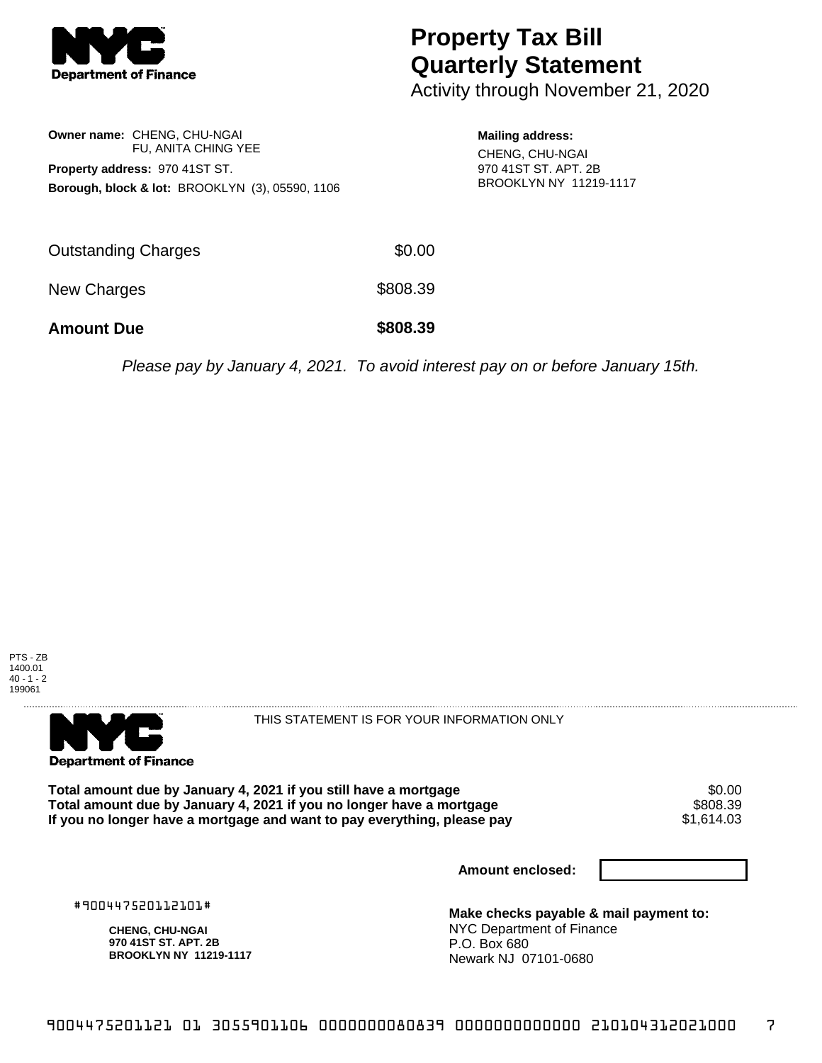NYC Department of Finance

# Property Tax Bill Quarterly Statement

Activity through November 21, 2020

**Owner name:** CHENG, CHU-NGAI
FU, ANITA CHING YEE

**Property address:** 970 41ST ST.

**Borough, block & lot:** BROOKLYN (3), 05590, 1106

**Mailing address:**
CHENG, CHU-NGAI
970 41ST ST. APT. 2B
BROOKLYN NY 11219-1117

| | |
|---|---|
| Outstanding Charges | $0.00 |
| New Charges | $808.39 |
| **Amount Due** | **$808.39** |

*Please pay by January 4, 2021. To avoid interest pay on or before January 15th.*

PTS - ZB
1400.01
40 - 1 - 2
199061

NYC Department of Finance

THIS STATEMENT IS FOR YOUR INFORMATION ONLY

| | |
|---|---|
| **Total amount due by January 4, 2021 if you still have a mortgage** | $0.00 |
| **Total amount due by January 4, 2021 if you no longer have a mortgage** | $808.39 |
| **If you no longer have a mortgage and want to pay everything, please pay** | $1,614.03 |

**Amount enclosed:**

#900447520112101#

**CHENG, CHU-NGAI**
**970 41ST ST. APT. 2B**
**BROOKLYN NY 11219-1117**

**Make checks payable & mail payment to:**
NYC Department of Finance
P.O. Box 680
Newark NJ 07101-0680

9004475201121 01 3055901106 0000000080839 0000000000000 210104312021000 7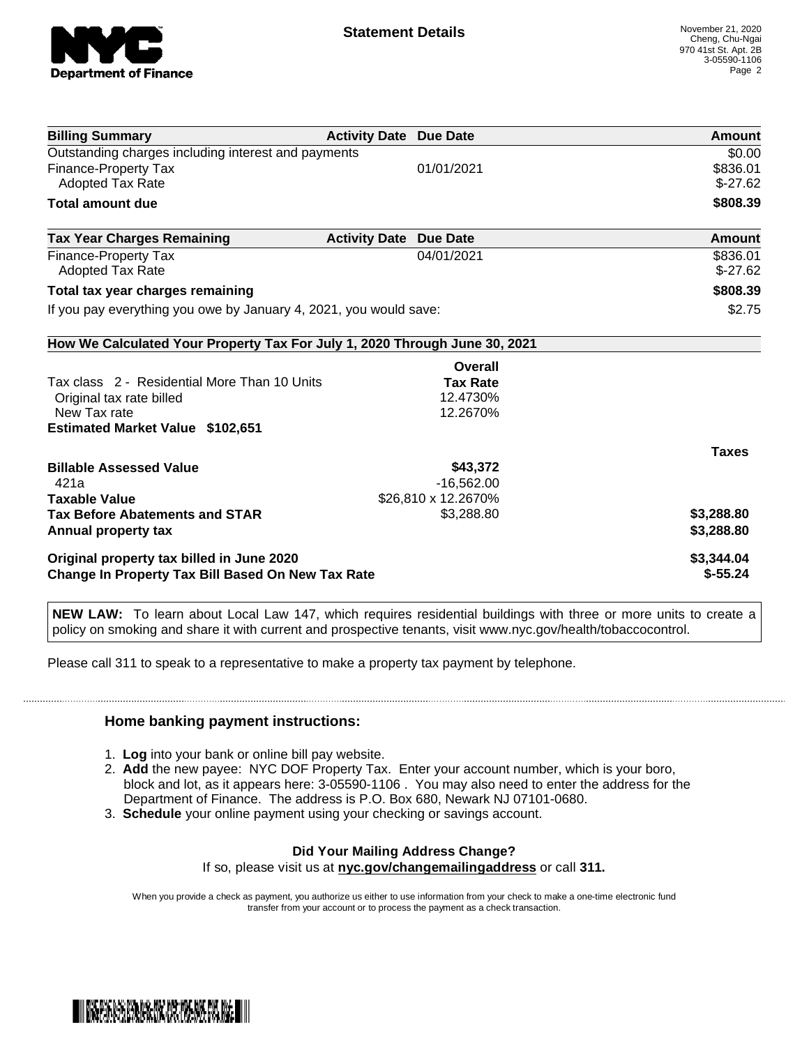**Statement Details**

November 21, 2020
Cheng, Chu-Ngai
970 41st St. Apt. 2B
3-05590-1106

| Billing Summary | Activity Date | Due Date | Amount |
|---|---|---|---|
| Outstanding charges including interest and payments | | | $0.00 |
| Finance-Property Tax | | 01/01/2021 | $836.01 |
| Adopted Tax Rate | | | $-27.62 |
| **Total amount due** | | | **$808.39** |

| Tax Year Charges Remaining | Activity Date | Due Date | Amount |
|---|---|---|---|
| Finance-Property Tax | | 04/01/2021 | $836.01 |
| Adopted Tax Rate | | | $-27.62 |
| **Total tax year charges remaining** | | | **$808.39** |
| If you pay everything you owe by January 4, 2021, you would save: | | | $2.75 |

**How We Calculated Your Property Tax For July 1, 2020 Through June 30, 2021**

| | Overall Tax Rate | Taxes |
|---|---|---|
| Tax class 2 - Residential More Than 10 Units | | |
| Original tax rate billed | 12.4730% | |
| New Tax rate | 12.2670% | |
| **Estimated Market Value $102,651** | | |
| **Billable Assessed Value** | **$43,372** | |
| 421a | -16,562.00 | |
| **Taxable Value** | $26,810 x 12.2670% | |
| **Tax Before Abatements and STAR** | $3,288.80 | **$3,288.80** |
| **Annual property tax** | | **$3,288.80** |
| **Original property tax billed in June 2020** | | **$3,344.04** |
| **Change In Property Tax Bill Based On New Tax Rate** | | **$-55.24** |

**NEW LAW:** To learn about Local Law 147, which requires residential buildings with three or more units to create a policy on smoking and share it with current and prospective tenants, visit www.nyc.gov/health/tobaccocontrol.

Please call 311 to speak to a representative to make a property tax payment by telephone.

## Home banking payment instructions:

1. **Log** into your bank or online bill pay website.
2. **Add** the new payee: NYC DOF Property Tax. Enter your account number, which is your boro, block and lot, as it appears here: 3-05590-1106 . You may also need to enter the address for the Department of Finance. The address is P.O. Box 680, Newark NJ 07101-0680.
3. **Schedule** your online payment using your checking or savings account.

**Did Your Mailing Address Change?**
If so, please visit us at **nyc.gov/changemailingaddress** or call **311.**

When you provide a check as payment, you authorize us either to use information from your check to make a one-time electronic fund transfer from your account or to process the payment as a check transaction.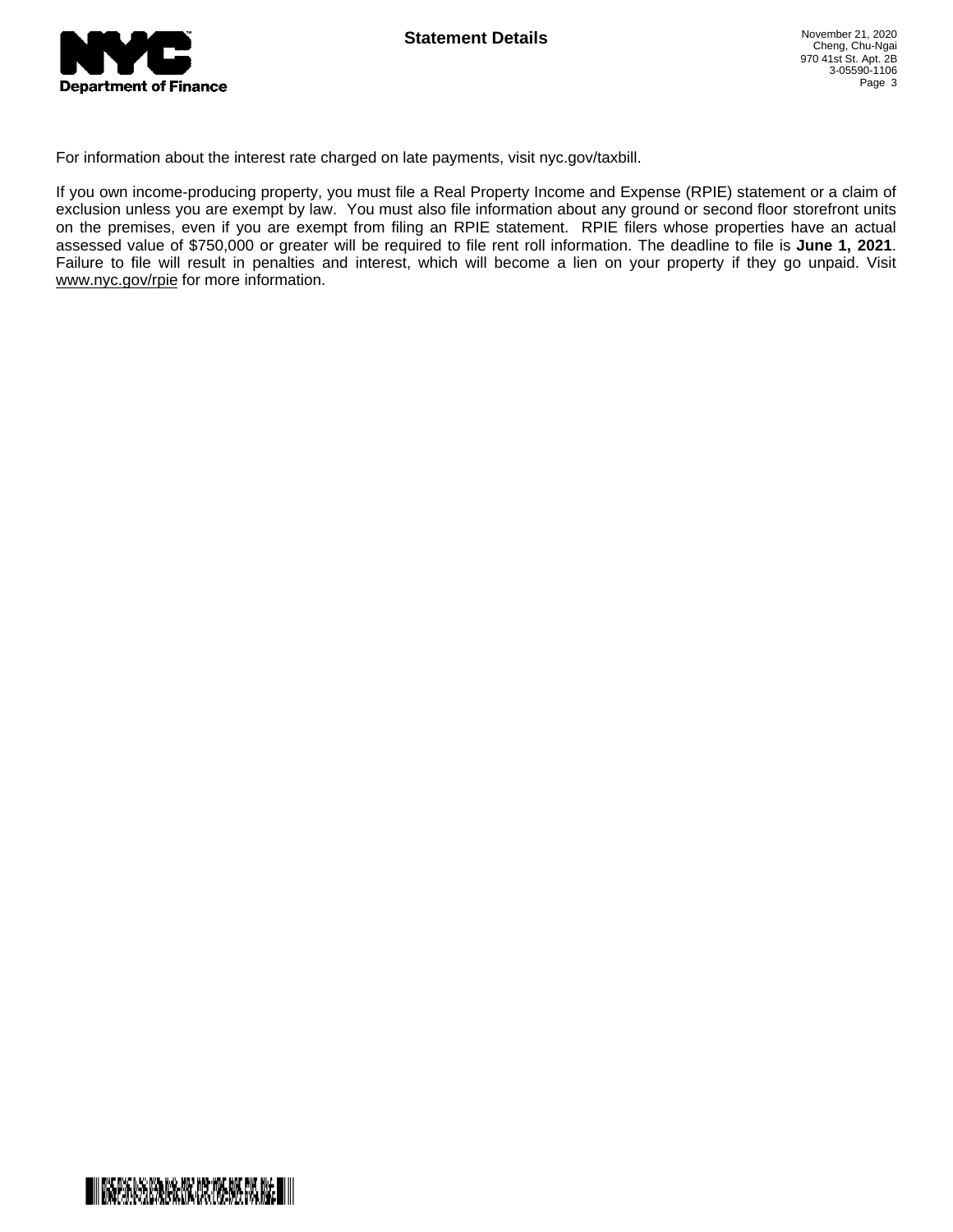For information about the interest rate charged on late payments, visit nyc.gov/taxbill.

If you own income-producing property, you must file a Real Property Income and Expense (RPIE) statement or a claim of exclusion unless you are exempt by law. You must also file information about any ground or second floor storefront units on the premises, even if you are exempt from filing an RPIE statement. RPIE filers whose properties have an actual assessed value of $750,000 or greater will be required to file rent roll information. The deadline to file is **June 1, 2021**. Failure to file will result in penalties and interest, which will become a lien on your property if they go unpaid. Visit www.nyc.gov/rpie for more information.